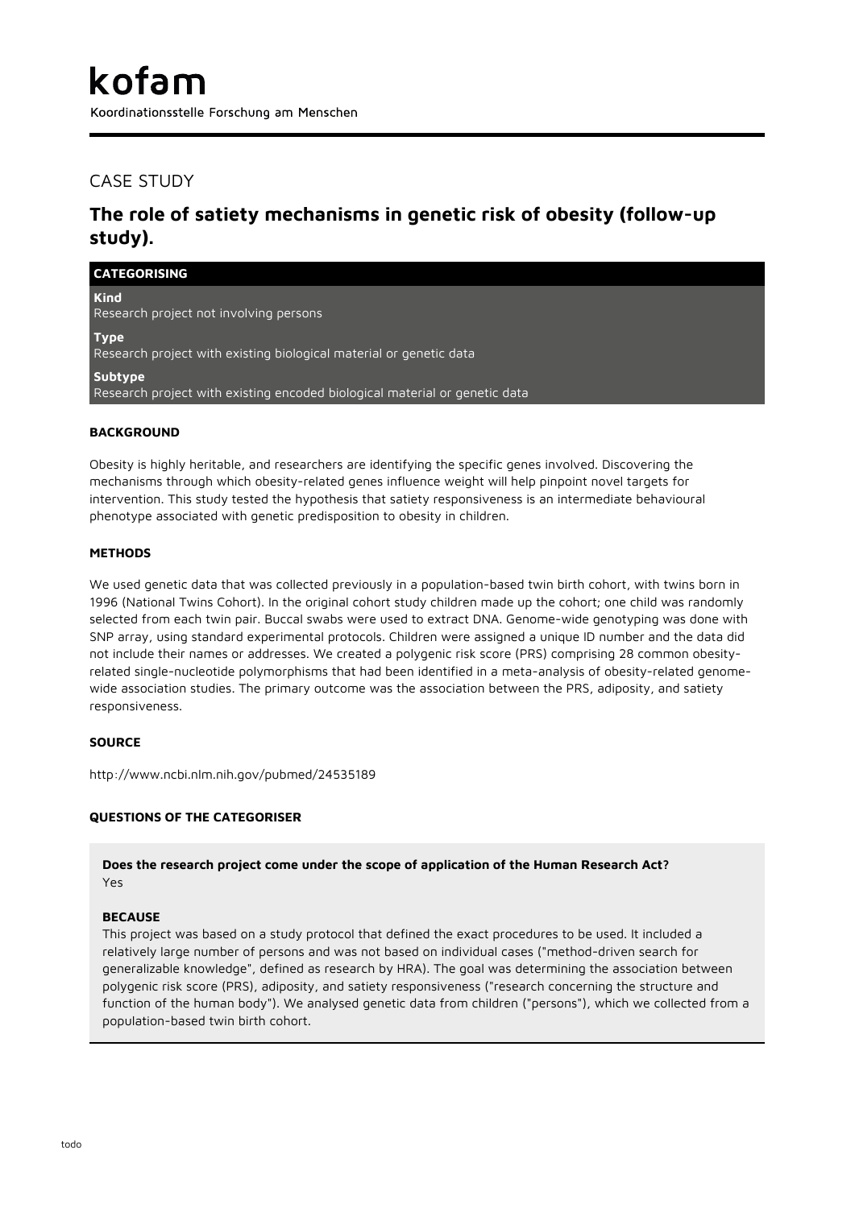# kofam

Koordinationsstelle Forschung am Menschen

## CASE STUDY

## The role of satiety mechanisms in genetic risk of obesity (follow-up study).

### CATEGORISING

**Kind**
Research project not involving persons

**Type**
Research project with existing biological material or genetic data

**Subtype**
Research project with existing encoded biological material or genetic data

### BACKGROUND

Obesity is highly heritable, and researchers are identifying the specific genes involved. Discovering the mechanisms through which obesity-related genes influence weight will help pinpoint novel targets for intervention. This study tested the hypothesis that satiety responsiveness is an intermediate behavioural phenotype associated with genetic predisposition to obesity in children.

### METHODS

We used genetic data that was collected previously in a population-based twin birth cohort, with twins born in 1996 (National Twins Cohort). In the original cohort study children made up the cohort; one child was randomly selected from each twin pair. Buccal swabs were used to extract DNA. Genome-wide genotyping was done with SNP array, using standard experimental protocols. Children were assigned a unique ID number and the data did not include their names or addresses. We created a polygenic risk score (PRS) comprising 28 common obesity-related single-nucleotide polymorphisms that had been identified in a meta-analysis of obesity-related genome-wide association studies. The primary outcome was the association between the PRS, adiposity, and satiety responsiveness.

### SOURCE

http://www.ncbi.nlm.nih.gov/pubmed/24535189

### QUESTIONS OF THE CATEGORISER

**Does the research project come under the scope of application of the Human Research Act?**
Yes

**BECAUSE**
This project was based on a study protocol that defined the exact procedures to be used. It included a relatively large number of persons and was not based on individual cases ("method-driven search for generalizable knowledge", defined as research by HRA). The goal was determining the association between polygenic risk score (PRS), adiposity, and satiety responsiveness ("research concerning the structure and function of the human body"). We analysed genetic data from children ("persons"), which we collected from a population-based twin birth cohort.

todo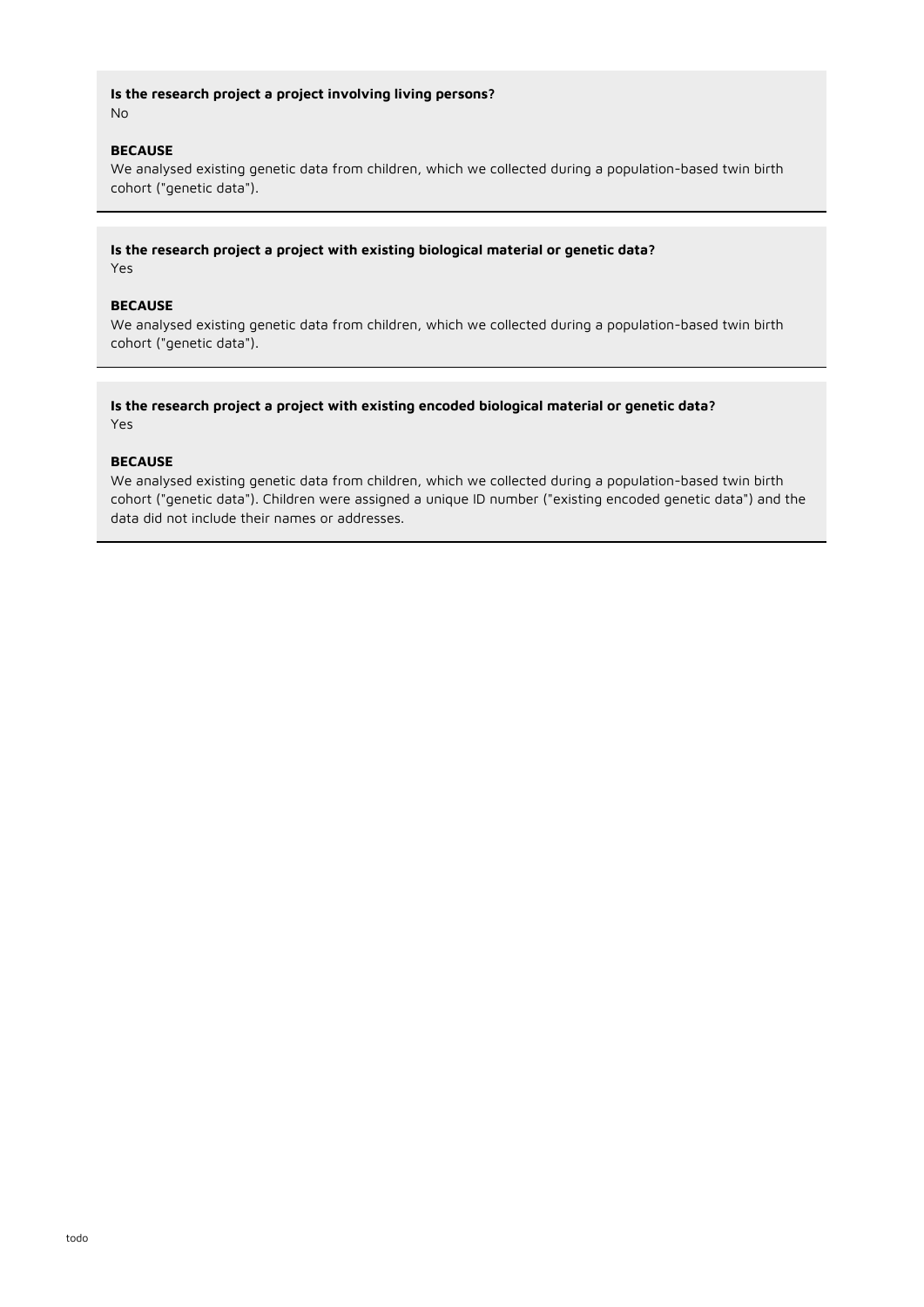**Is the research project a project involving living persons?**
No

**BECAUSE**
We analysed existing genetic data from children, which we collected during a population-based twin birth cohort ("genetic data").

---

**Is the research project a project with existing biological material or genetic data?**
Yes

**BECAUSE**
We analysed existing genetic data from children, which we collected during a population-based twin birth cohort ("genetic data").

---

**Is the research project a project with existing encoded biological material or genetic data?**
Yes

**BECAUSE**
We analysed existing genetic data from children, which we collected during a population-based twin birth cohort ("genetic data"). Children were assigned a unique ID number ("existing encoded genetic data") and the data did not include their names or addresses.

todo